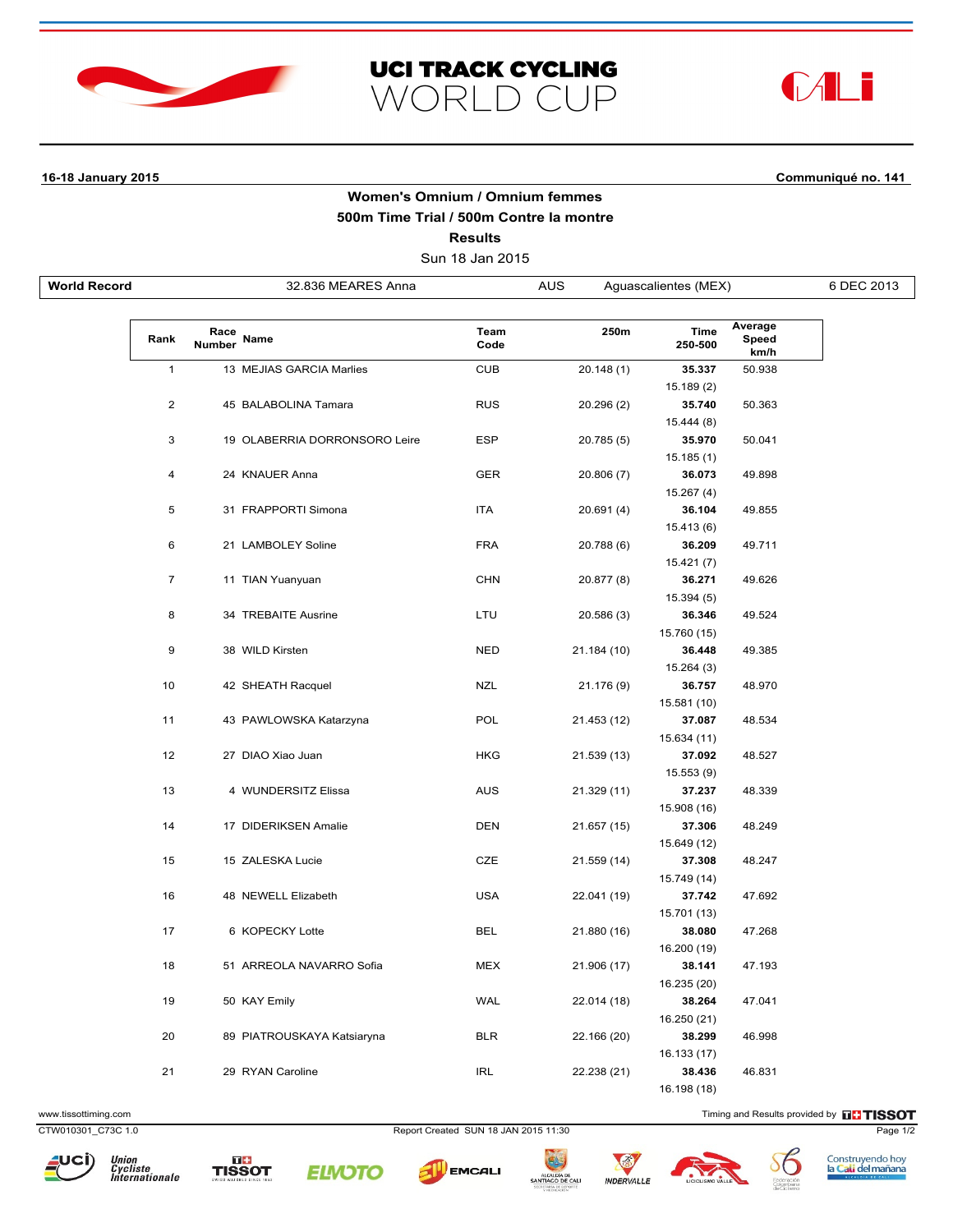# UCI TRACK CYCLING WORLD CUP

**16-18 January 2015** **Communiqué no. 141**

## Women's Omnium / Omnium femmes

### 500m Time Trial / 500m Contre la montre

### Results

Sun 18 Jan 2015

| World Record | 32.836 MEARES Anna | AUS | Aguascalientes (MEX) | 6 DEC 2013 |
|---|---|---|---|---|

| Rank | Race Number | Name | Team Code | 250m | Time / 250-500 | Average Speed km/h |
|---|---|---|---|---|---|---|
| 1 | 13 | MEJIAS GARCIA Marlies | CUB | 20.148 (1) | **35.337** / 15.189 (2) | 50.938 |
| 2 | 45 | BALABOLINA Tamara | RUS | 20.296 (2) | **35.740** / 15.444 (8) | 50.363 |
| 3 | 19 | OLABERRIA DORRONSORO Leire | ESP | 20.785 (5) | **35.970** / 15.185 (1) | 50.041 |
| 4 | 24 | KNAUER Anna | GER | 20.806 (7) | **36.073** / 15.267 (4) | 49.898 |
| 5 | 31 | FRAPPORTI Simona | ITA | 20.691 (4) | **36.104** / 15.413 (6) | 49.855 |
| 6 | 21 | LAMBOLEY Soline | FRA | 20.788 (6) | **36.209** / 15.421 (7) | 49.711 |
| 7 | 11 | TIAN Yuanyuan | CHN | 20.877 (8) | **36.271** / 15.394 (5) | 49.626 |
| 8 | 34 | TREBAITE Ausrine | LTU | 20.586 (3) | **36.346** / 15.760 (15) | 49.524 |
| 9 | 38 | WILD Kirsten | NED | 21.184 (10) | **36.448** / 15.264 (3) | 49.385 |
| 10 | 42 | SHEATH Racquel | NZL | 21.176 (9) | **36.757** / 15.581 (10) | 48.970 |
| 11 | 43 | PAWLOWSKA Katarzyna | POL | 21.453 (12) | **37.087** / 15.634 (11) | 48.534 |
| 12 | 27 | DIAO Xiao Juan | HKG | 21.539 (13) | **37.092** / 15.553 (9) | 48.527 |
| 13 | 4 | WUNDERSITZ Elissa | AUS | 21.329 (11) | **37.237** / 15.908 (16) | 48.339 |
| 14 | 17 | DIDERIKSEN Amalie | DEN | 21.657 (15) | **37.306** / 15.649 (12) | 48.249 |
| 15 | 15 | ZALESKA Lucie | CZE | 21.559 (14) | **37.308** / 15.749 (14) | 48.247 |
| 16 | 48 | NEWELL Elizabeth | USA | 22.041 (19) | **37.742** / 15.701 (13) | 47.692 |
| 17 | 6 | KOPECKY Lotte | BEL | 21.880 (16) | **38.080** / 16.200 (19) | 47.268 |
| 18 | 51 | ARREOLA NAVARRO Sofia | MEX | 21.906 (17) | **38.141** / 16.235 (20) | 47.193 |
| 19 | 50 | KAY Emily | WAL | 22.014 (18) | **38.264** / 16.250 (21) | 47.041 |
| 20 | 89 | PIATROUSKAYA Katsiaryna | BLR | 22.166 (20) | **38.299** / 16.133 (17) | 46.998 |
| 21 | 29 | RYAN Caroline | IRL | 22.238 (21) | **38.436** / 16.198 (18) | 46.831 |

www.tissottiming.com — Timing and Results provided by TISSOT

CTW010301_C73C 1.0 — Report Created SUN 18 JAN 2015 11:30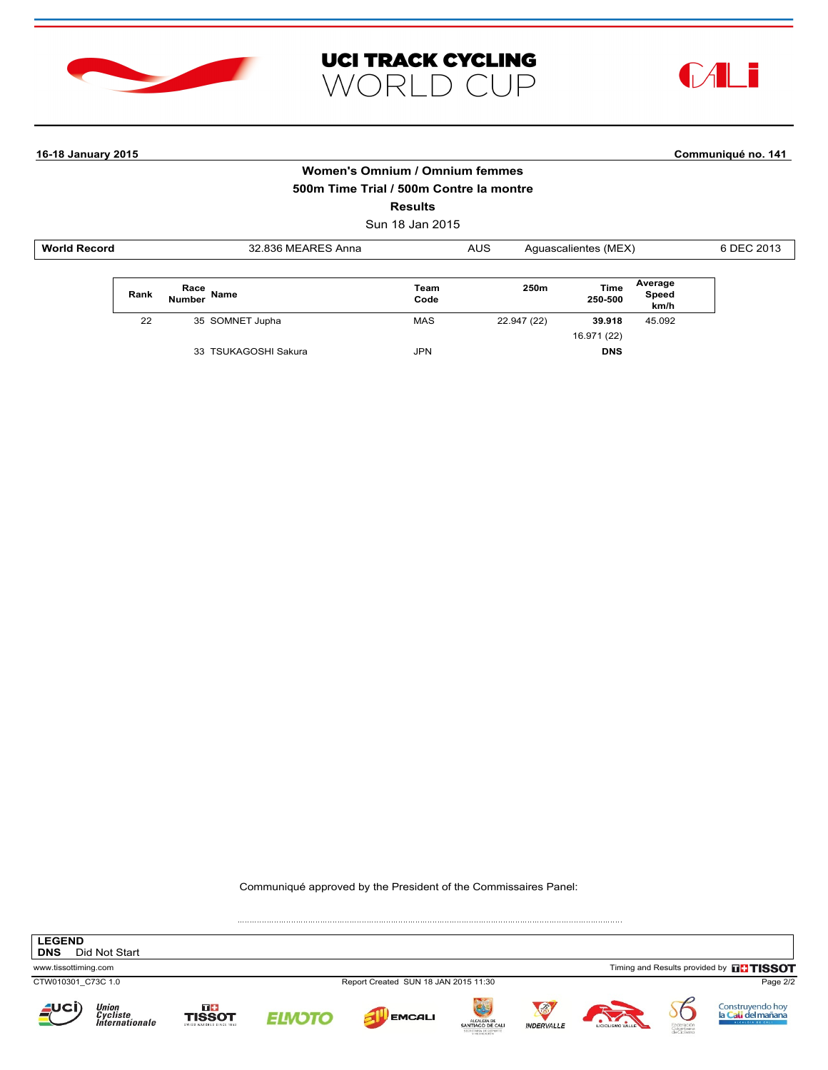# UCI TRACK CYCLING WORLD CUP

**16-18 January 2015** **Communiqué no. 141**

## Women's Omnium / Omnium femmes
## 500m Time Trial / 500m Contre la montre
### Results

Sun 18 Jan 2015

| | | | | |
|---|---|---|---|---|
| **World Record** | 32.836 MEARES Anna | AUS | Aguascalientes (MEX) | 6 DEC 2013 |

| Rank | Race Number | Name | Team Code | 250m | Time 250-500 | Average Speed km/h |
|---|---|---|---|---|---|---|
| 22 | 35 | SOMNET Jupha | MAS | 22.947 (22) | **39.918**<br>16.971 (22) | 45.092 |
| | 33 | TSUKAGOSHI Sakura | JPN | | **DNS** | |

Communiqué approved by the President of the Commissaires Panel:

.................................................................................................................................................

**LEGEND**
**DNS** Did Not Start

www.tissottiming.com

Timing and Results provided by TISSOT

CTW010301_C73C 1.0

Report Created SUN 18 JAN 2015 11:30